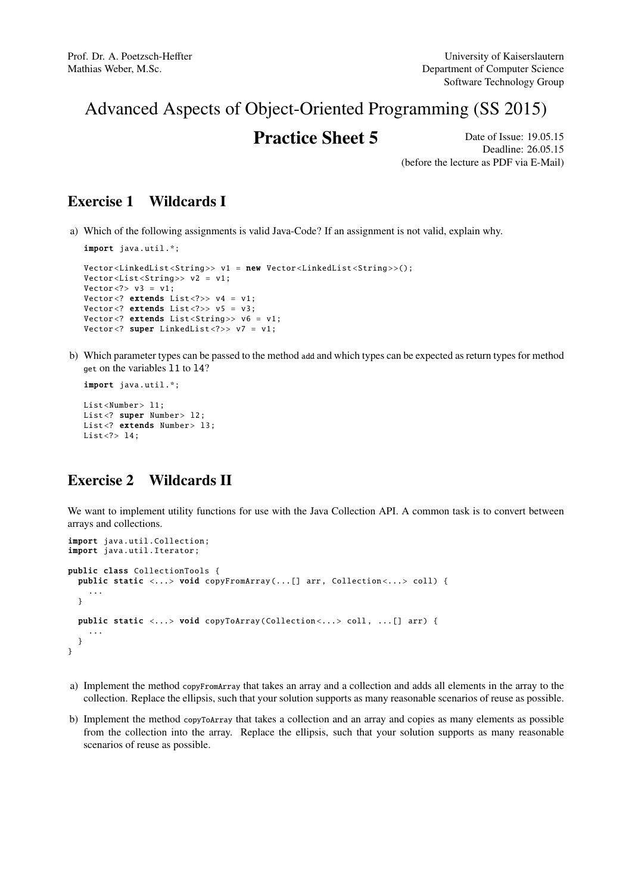Prof. Dr. A. Poetzsch-Heffter
Mathias Weber, M.Sc.

University of Kaiserslautern
Department of Computer Science
Software Technology Group

# Advanced Aspects of Object-Oriented Programming (SS 2015)

## Practice Sheet 5

Date of Issue: 19.05.15
Deadline: 26.05.15
(before the lecture as PDF via E-Mail)

## Exercise 1 Wildcards I

a) Which of the following assignments is valid Java-Code? If an assignment is not valid, explain why.

```java
import java.util.*;

Vector<LinkedList<String>> v1 = new Vector<LinkedList<String>>();
Vector<List<String>> v2 = v1;
Vector<?> v3 = v1;
Vector<? extends List<?>> v4 = v1;
Vector<? extends List<?>> v5 = v3;
Vector<? extends List<String>> v6 = v1;
Vector<? super LinkedList<?>> v7 = v1;
```

b) Which parameter types can be passed to the method `add` and which types can be expected as return types for method `get` on the variables `l1` to `l4`?

```java
import java.util.*;

List<Number> l1;
List<? super Number> l2;
List<? extends Number> l3;
List<?> l4;
```

## Exercise 2 Wildcards II

We want to implement utility functions for use with the Java Collection API. A common task is to convert between arrays and collections.

```java
import java.util.Collection;
import java.util.Iterator;

public class CollectionTools {
  public static <...> void copyFromArray(...[] arr, Collection<...> coll) {
    ...
  }

  public static <...> void copyToArray(Collection<...> coll, ...[] arr) {
    ...
  }
}
```

a) Implement the method `copyFromArray` that takes an array and a collection and adds all elements in the array to the collection. Replace the ellipsis, such that your solution supports as many reasonable scenarios of reuse as possible.

b) Implement the method `copyToArray` that takes a collection and an array and copies as many elements as possible from the collection into the array. Replace the ellipsis, such that your solution supports as many reasonable scenarios of reuse as possible.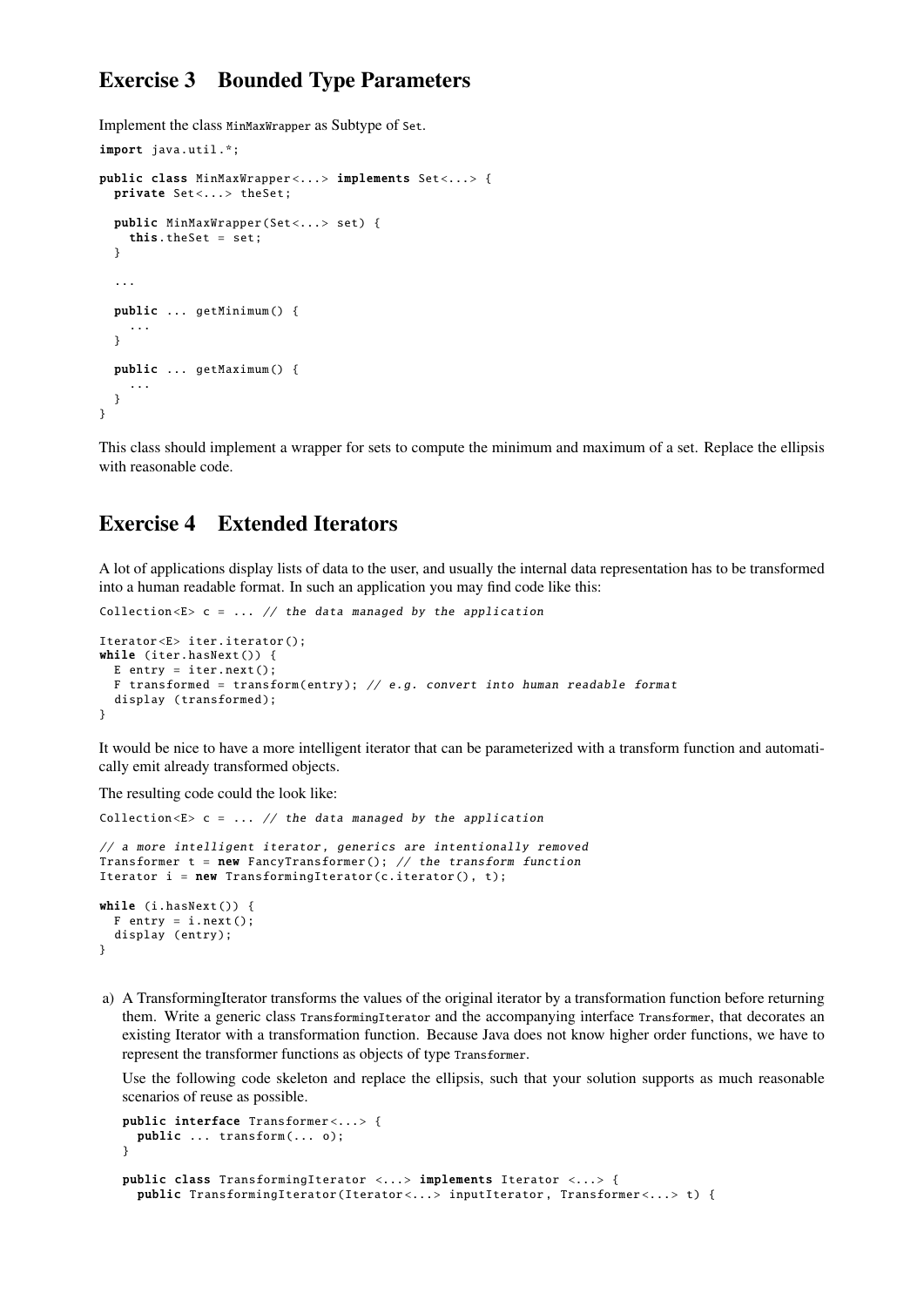## Exercise 3 Bounded Type Parameters

Implement the class `MinMaxWrapper` as Subtype of `Set`.

```
import java.util.*;

public class MinMaxWrapper<...> implements Set<...> {
  private Set<...> theSet;

  public MinMaxWrapper(Set<...> set) {
    this.theSet = set;
  }

  ...

  public ... getMinimum() {
    ...
  }

  public ... getMaximum() {
    ...
  }
}
```

This class should implement a wrapper for sets to compute the minimum and maximum of a set. Replace the ellipsis with reasonable code.

## Exercise 4 Extended Iterators

A lot of applications display lists of data to the user, and usually the internal data representation has to be transformed into a human readable format. In such an application you may find code like this:

```
Collection<E> c = ... // the data managed by the application

Iterator<E> iter.iterator();
while (iter.hasNext()) {
  E entry = iter.next();
  F transformed = transform(entry); // e.g. convert into human readable format
  display (transformed);
}
```

It would be nice to have a more intelligent iterator that can be parameterized with a transform function and automatically emit already transformed objects.

The resulting code could the look like:

```
Collection<E> c = ... // the data managed by the application

// a more intelligent iterator, generics are intentionally removed
Transformer t = new FancyTransformer(); // the transform function
Iterator i = new TransformingIterator(c.iterator(), t);

while (i.hasNext()) {
  F entry = i.next();
  display (entry);
}
```

a) A TransformingIterator transforms the values of the original iterator by a transformation function before returning them. Write a generic class `TransformingIterator` and the accompanying interface `Transformer`, that decorates an existing Iterator with a transformation function. Because Java does not know higher order functions, we have to represent the transformer functions as objects of type `Transformer`.

   Use the following code skeleton and replace the ellipsis, such that your solution supports as much reasonable scenarios of reuse as possible.

```
public interface Transformer<...> {
  public ... transform(... o);
}

public class TransformingIterator <...> implements Iterator <...> {
  public TransformingIterator(Iterator<...> inputIterator, Transformer<...> t) {
```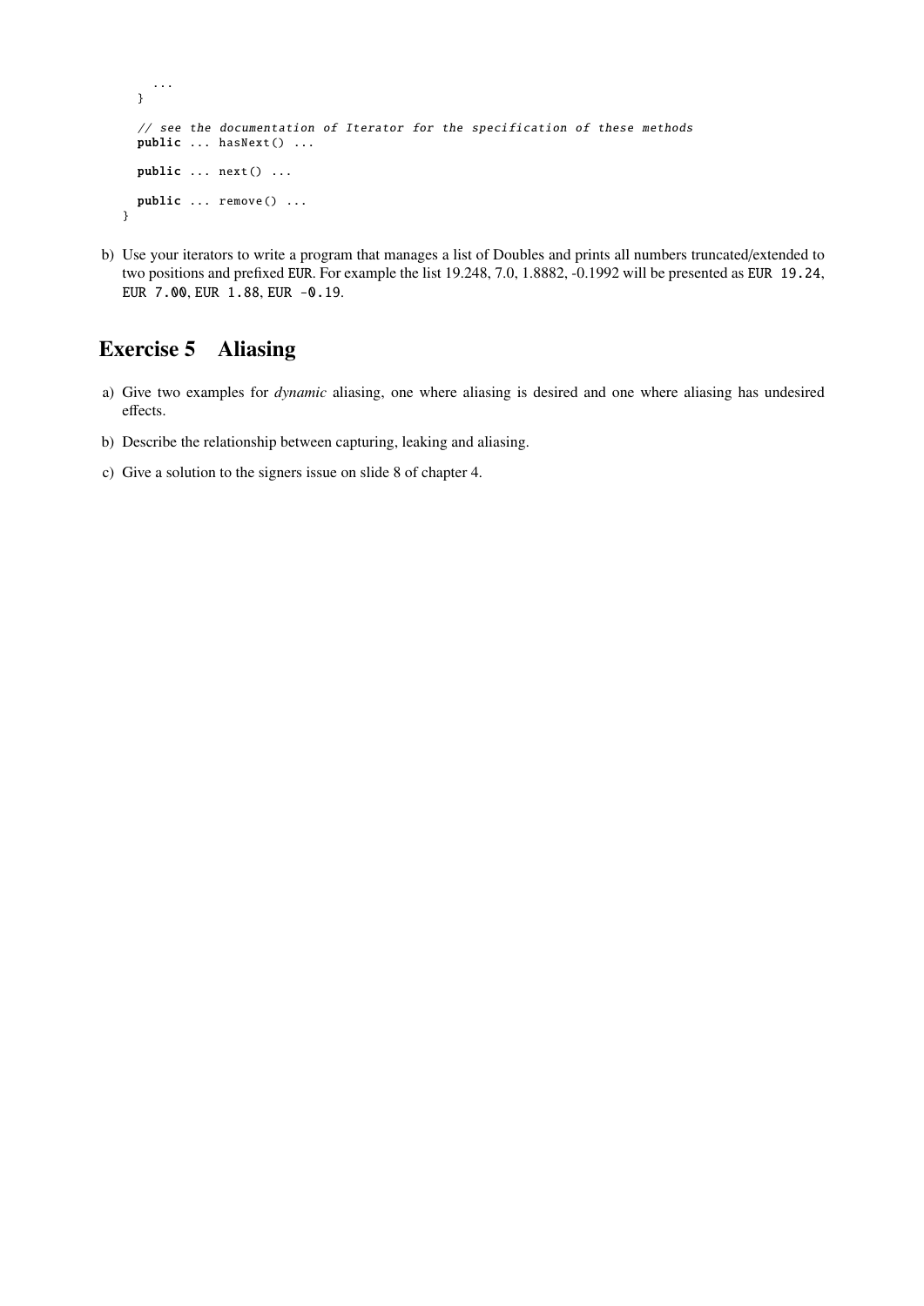```
    ...
  }

  // see the documentation of Iterator for the specification of these methods
  public ... hasNext() ...

  public ... next() ...

  public ... remove() ...
}
```

b) Use your iterators to write a program that manages a list of Doubles and prints all numbers truncated/extended to two positions and prefixed `EUR`. For example the list 19.248, 7.0, 1.8882, -0.1992 will be presented as `EUR 19.24`, `EUR 7.00`, `EUR 1.88`, `EUR -0.19`.

## Exercise 5 Aliasing

a) Give two examples for *dynamic* aliasing, one where aliasing is desired and one where aliasing has undesired effects.

b) Describe the relationship between capturing, leaking and aliasing.

c) Give a solution to the signers issue on slide 8 of chapter 4.